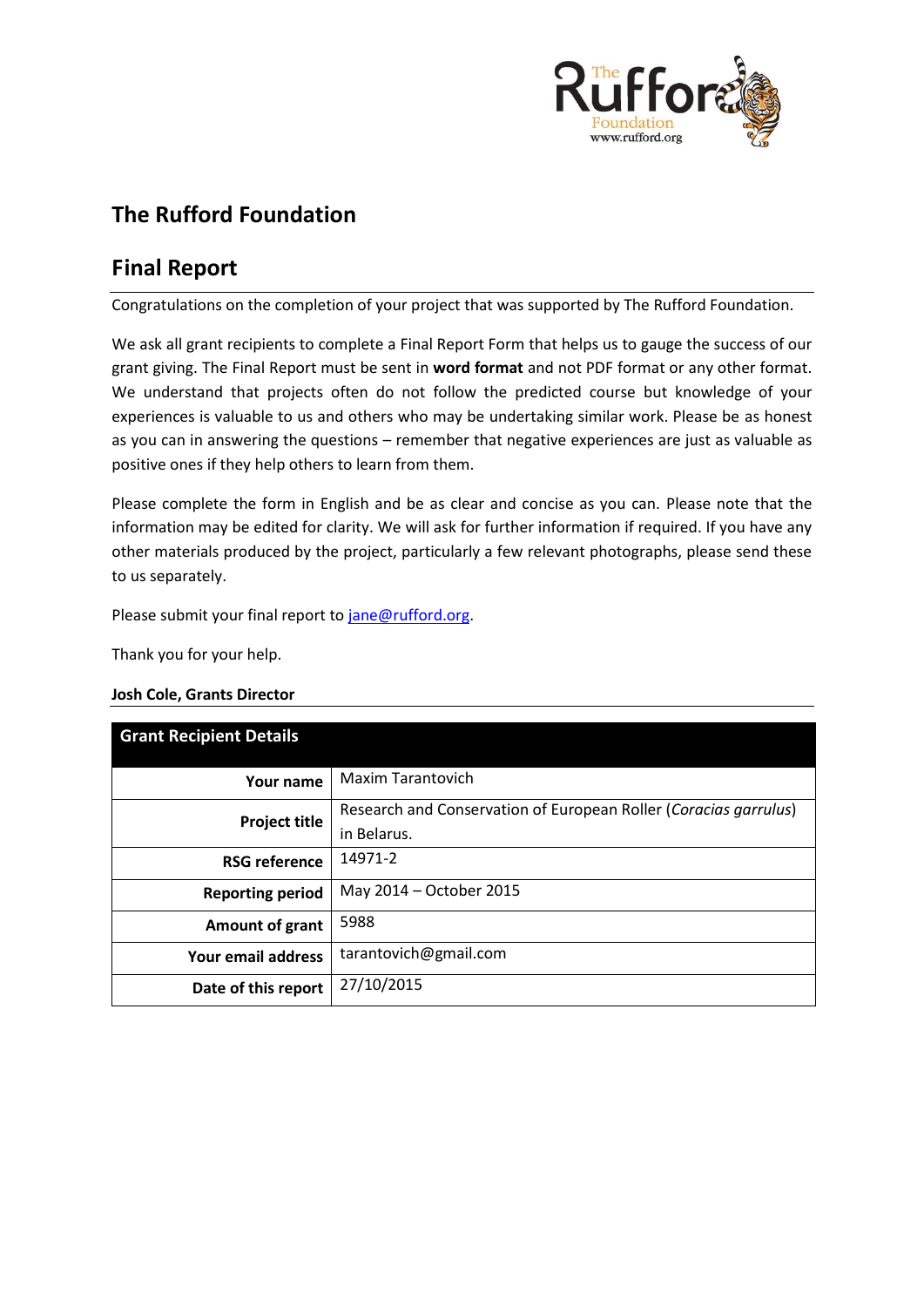# The Rufford Foundation

## Final Report

Congratulations on the completion of your project that was supported by The Rufford Foundation.

We ask all grant recipients to complete a Final Report Form that helps us to gauge the success of our grant giving. The Final Report must be sent in **word format** and not PDF format or any other format. We understand that projects often do not follow the predicted course but knowledge of your experiences is valuable to us and others who may be undertaking similar work. Please be as honest as you can in answering the questions – remember that negative experiences are just as valuable as positive ones if they help others to learn from them.

Please complete the form in English and be as clear and concise as you can. Please note that the information may be edited for clarity. We will ask for further information if required. If you have any other materials produced by the project, particularly a few relevant photographs, please send these to us separately.

Please submit your final report to jane@rufford.org.

Thank you for your help.

**Josh Cole, Grants Director**

| **Grant Recipient Details** | |
|---|---|
| **Your name** | Maxim Tarantovich |
| **Project title** | Research and Conservation of European Roller (*Coracias garrulus*) in Belarus. |
| **RSG reference** | 14971-2 |
| **Reporting period** | May 2014 – October 2015 |
| **Amount of grant** | 5988 |
| **Your email address** | tarantovich@gmail.com |
| **Date of this report** | 27/10/2015 |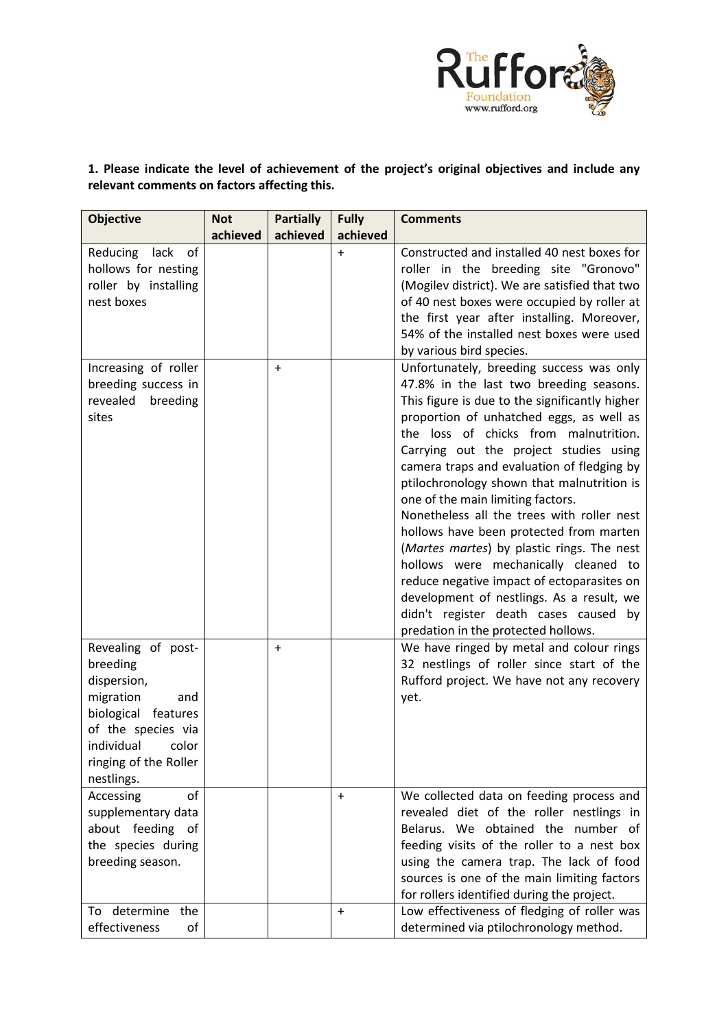**1. Please indicate the level of achievement of the project's original objectives and include any relevant comments on factors affecting this.**

| Objective | Not achieved | Partially achieved | Fully achieved | Comments |
|---|---|---|---|---|
| Reducing lack of hollows for nesting roller by installing nest boxes | | | + | Constructed and installed 40 nest boxes for roller in the breeding site "Gronovo" (Mogilev district). We are satisfied that two of 40 nest boxes were occupied by roller at the first year after installing. Moreover, 54% of the installed nest boxes were used by various bird species. |
| Increasing of roller breeding success in revealed breeding sites | | + | | Unfortunately, breeding success was only 47.8% in the last two breeding seasons. This figure is due to the significantly higher proportion of unhatched eggs, as well as the loss of chicks from malnutrition. Carrying out the project studies using camera traps and evaluation of fledging by ptilochronology shown that malnutrition is one of the main limiting factors. Nonetheless all the trees with roller nest hollows have been protected from marten (*Martes martes*) by plastic rings. The nest hollows were mechanically cleaned to reduce negative impact of ectoparasites on development of nestlings. As a result, we didn't register death cases caused by predation in the protected hollows. |
| Revealing of post-breeding dispersion, migration and biological features of the species via individual color ringing of the Roller nestlings. | | + | | We have ringed by metal and colour rings 32 nestlings of roller since start of the Rufford project. We have not any recovery yet. |
| Accessing of supplementary data about feeding of the species during breeding season. | | | + | We collected data on feeding process and revealed diet of the roller nestlings in Belarus. We obtained the number of feeding visits of the roller to a nest box using the camera trap. The lack of food sources is one of the main limiting factors for rollers identified during the project. |
| To determine the effectiveness of | | | + | Low effectiveness of fledging of roller was determined via ptilochronology method. |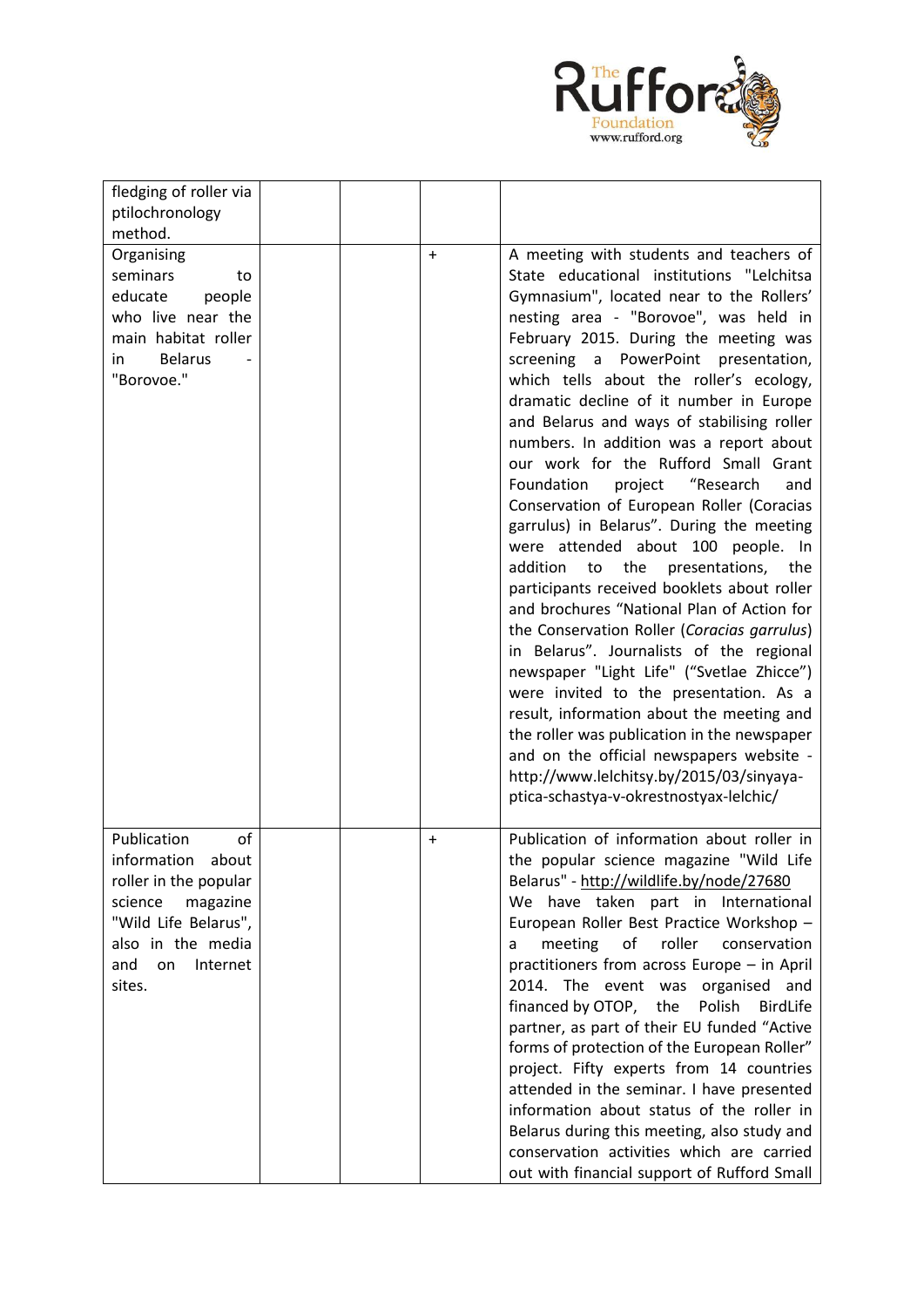| | | | | |
|---|---|---|---|---|
| fledging of roller via ptilochronology method. | | | | |
| Organising seminars to educate people who live near the main habitat roller in Belarus - "Borovoe." | | | + | A meeting with students and teachers of State educational institutions "Lelchitsa Gymnasium", located near to the Rollers' nesting area - "Borovoe", was held in February 2015. During the meeting was screening a PowerPoint presentation, which tells about the roller's ecology, dramatic decline of it number in Europe and Belarus and ways of stabilising roller numbers. In addition was a report about our work for the Rufford Small Grant Foundation project "Research and Conservation of European Roller (Coracias garrulus) in Belarus". During the meeting were attended about 100 people. In addition to the presentations, the participants received booklets about roller and brochures "National Plan of Action for the Conservation Roller (*Coracias garrulus*) in Belarus". Journalists of the regional newspaper "Light Life" ("Svetlae Zhicce") were invited to the presentation. As a result, information about the meeting and the roller was publication in the newspaper and on the official newspapers website - http://www.lelchitsy.by/2015/03/sinyaya-ptica-schastya-v-okrestnostyax-lelchic/ |
| Publication of information about roller in the popular science magazine "Wild Life Belarus", also in the media and on Internet sites. | | | + | Publication of information about roller in the popular science magazine "Wild Life Belarus" - http://wildlife.by/node/27680 We have taken part in International European Roller Best Practice Workshop – a meeting of roller conservation practitioners from across Europe – in April 2014. The event was organised and financed by OTOP, the Polish BirdLife partner, as part of their EU funded "Active forms of protection of the European Roller" project. Fifty experts from 14 countries attended in the seminar. I have presented information about status of the roller in Belarus during this meeting, also study and conservation activities which are carried out with financial support of Rufford Small |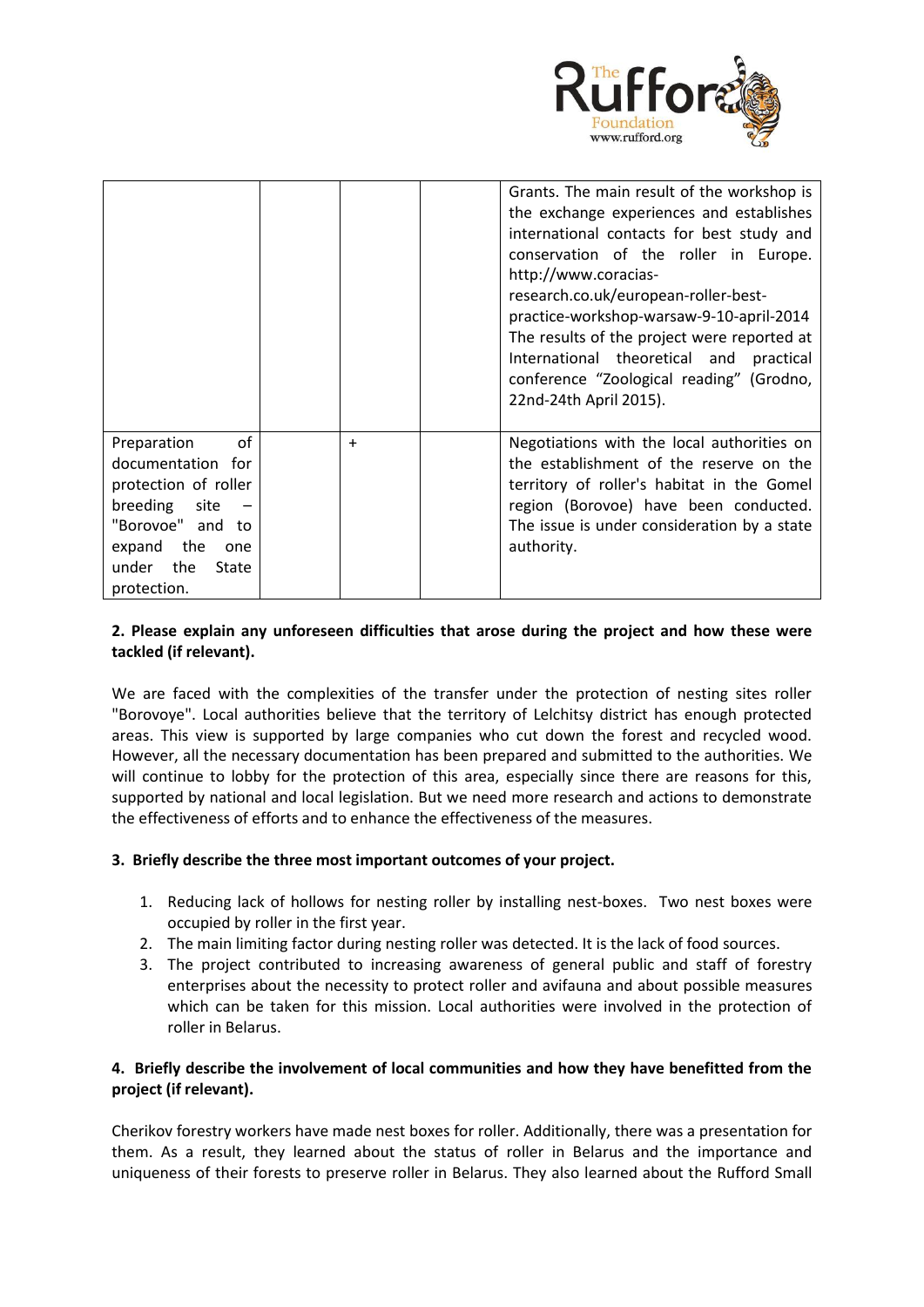| | | | | |
|---|---|---|---|---|
| | | | | Grants. The main result of the workshop is the exchange experiences and establishes international contacts for best study and conservation of the roller in Europe. http://www.coracias-research.co.uk/european-roller-best-practice-workshop-warsaw-9-10-april-2014 The results of the project were reported at International theoretical and practical conference "Zoological reading" (Grodno, 22nd-24th April 2015). |
| Preparation of documentation for protection of roller breeding site – "Borovoe" and to expand the one under the State protection. | | + | | Negotiations with the local authorities on the establishment of the reserve on the territory of roller's habitat in the Gomel region (Borovoe) have been conducted. The issue is under consideration by a state authority. |

**2. Please explain any unforeseen difficulties that arose during the project and how these were tackled (if relevant).**

We are faced with the complexities of the transfer under the protection of nesting sites roller "Borovoye". Local authorities believe that the territory of Lelchitsy district has enough protected areas. This view is supported by large companies who cut down the forest and recycled wood. However, all the necessary documentation has been prepared and submitted to the authorities. We will continue to lobby for the protection of this area, especially since there are reasons for this, supported by national and local legislation. But we need more research and actions to demonstrate the effectiveness of efforts and to enhance the effectiveness of the measures.

**3. Briefly describe the three most important outcomes of your project.**

1. Reducing lack of hollows for nesting roller by installing nest-boxes. Two nest boxes were occupied by roller in the first year.
2. The main limiting factor during nesting roller was detected. It is the lack of food sources.
3. The project contributed to increasing awareness of general public and staff of forestry enterprises about the necessity to protect roller and avifauna and about possible measures which can be taken for this mission. Local authorities were involved in the protection of roller in Belarus.

**4. Briefly describe the involvement of local communities and how they have benefitted from the project (if relevant).**

Cherikov forestry workers have made nest boxes for roller. Additionally, there was a presentation for them. As a result, they learned about the status of roller in Belarus and the importance and uniqueness of their forests to preserve roller in Belarus. They also learned about the Rufford Small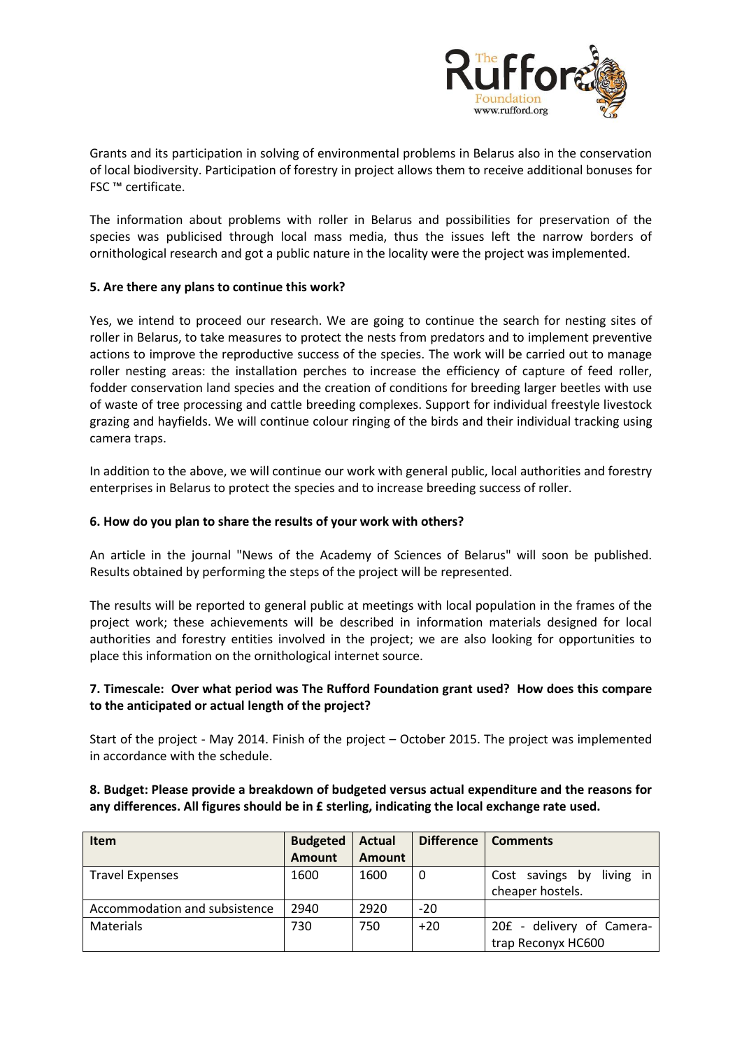Grants and its participation in solving of environmental problems in Belarus also in the conservation of local biodiversity. Participation of forestry in project allows them to receive additional bonuses for FSC ™ certificate.

The information about problems with roller in Belarus and possibilities for preservation of the species was publicised through local mass media, thus the issues left the narrow borders of ornithological research and got a public nature in the locality were the project was implemented.

**5. Are there any plans to continue this work?**

Yes, we intend to proceed our research. We are going to continue the search for nesting sites of roller in Belarus, to take measures to protect the nests from predators and to implement preventive actions to improve the reproductive success of the species. The work will be carried out to manage roller nesting areas: the installation perches to increase the efficiency of capture of feed roller, fodder conservation land species and the creation of conditions for breeding larger beetles with use of waste of tree processing and cattle breeding complexes. Support for individual freestyle livestock grazing and hayfields. We will continue colour ringing of the birds and their individual tracking using camera traps.

In addition to the above, we will continue our work with general public, local authorities and forestry enterprises in Belarus to protect the species and to increase breeding success of roller.

**6. How do you plan to share the results of your work with others?**

An article in the journal "News of the Academy of Sciences of Belarus" will soon be published. Results obtained by performing the steps of the project will be represented.

The results will be reported to general public at meetings with local population in the frames of the project work; these achievements will be described in information materials designed for local authorities and forestry entities involved in the project; we are also looking for opportunities to place this information on the ornithological internet source.

**7. Timescale: Over what period was The Rufford Foundation grant used? How does this compare to the anticipated or actual length of the project?**

Start of the project - May 2014. Finish of the project – October 2015. The project was implemented in accordance with the schedule.

**8. Budget: Please provide a breakdown of budgeted versus actual expenditure and the reasons for any differences. All figures should be in £ sterling, indicating the local exchange rate used.**

| Item | Budgeted Amount | Actual Amount | Difference | Comments |
|---|---|---|---|---|
| Travel Expenses | 1600 | 1600 | 0 | Cost savings by living in cheaper hostels. |
| Accommodation and subsistence | 2940 | 2920 | -20 | |
| Materials | 730 | 750 | +20 | 20£ - delivery of Camera-trap Reconyx HC600 |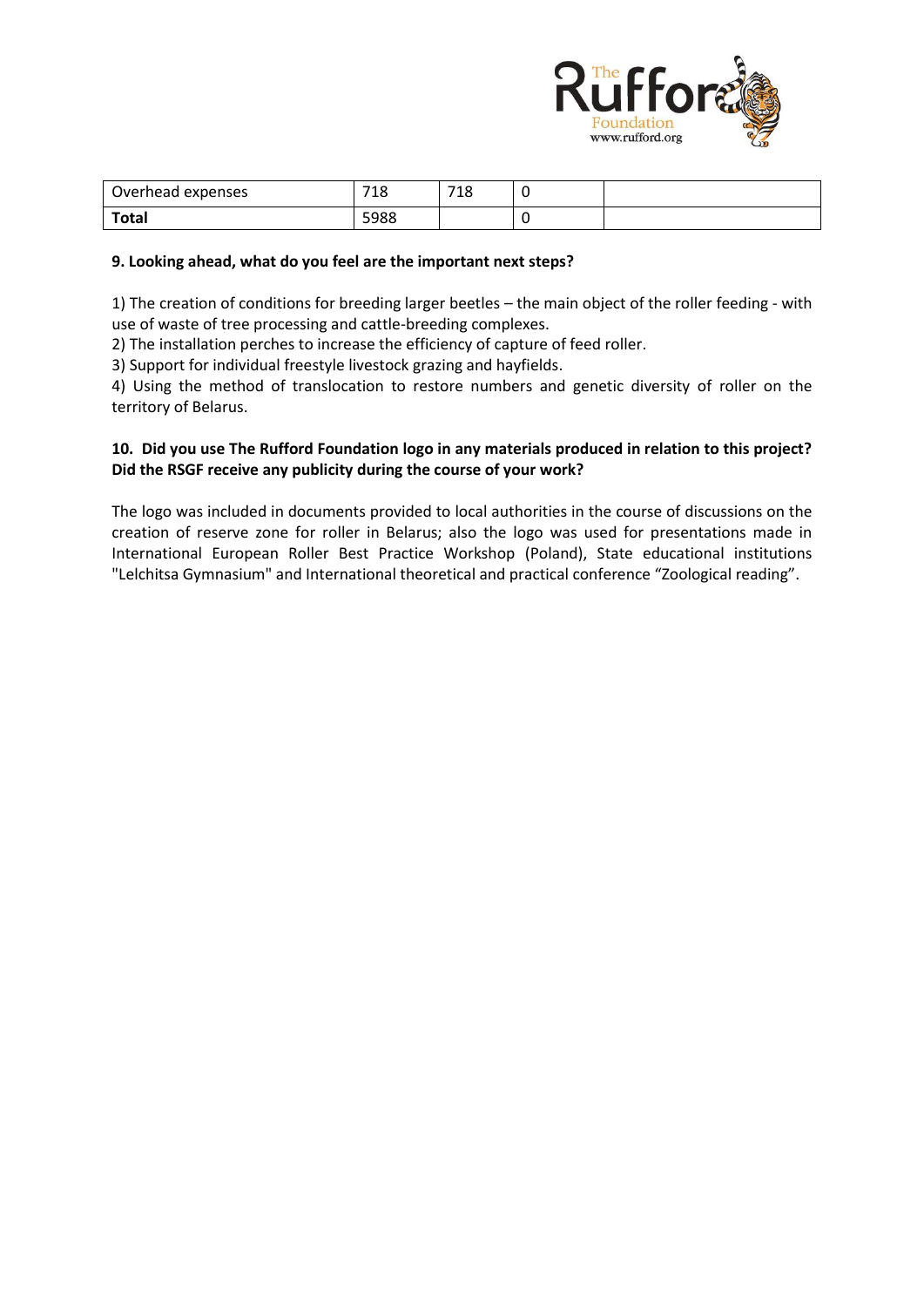| | | | | |
|---|---|---|---|---|
| Overhead expenses | 718 | 718 | 0 | |
| **Total** | 5988 | | 0 | |

**9. Looking ahead, what do you feel are the important next steps?**

1) The creation of conditions for breeding larger beetles – the main object of the roller feeding - with use of waste of tree processing and cattle-breeding complexes.
2) The installation perches to increase the efficiency of capture of feed roller.
3) Support for individual freestyle livestock grazing and hayfields.
4) Using the method of translocation to restore numbers and genetic diversity of roller on the territory of Belarus.

**10. Did you use The Rufford Foundation logo in any materials produced in relation to this project? Did the RSGF receive any publicity during the course of your work?**

The logo was included in documents provided to local authorities in the course of discussions on the creation of reserve zone for roller in Belarus; also the logo was used for presentations made in International European Roller Best Practice Workshop (Poland), State educational institutions "Lelchitsa Gymnasium" and International theoretical and practical conference "Zoological reading".